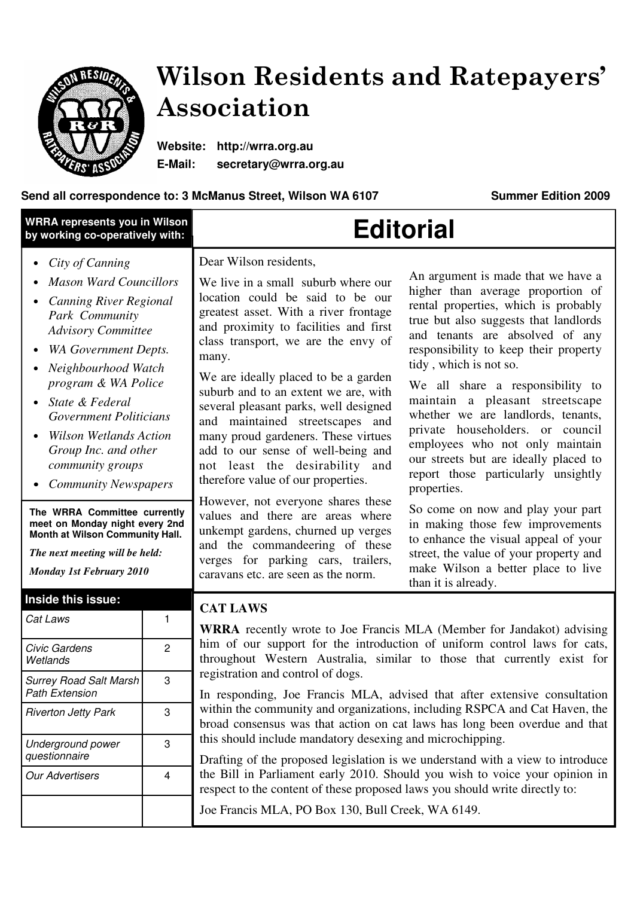# Wilson Residents and Ratepayers' Association

**Website:** http://wrra.org.au
**E-Mail:** secretary@wrra.org.au

**Send all correspondence to: 3 McManus Street, Wilson WA 6107** **Summer Edition 2009**

**WRRA represents you in Wilson by working co-operatively with:**

- *City of Canning*
- *Mason Ward Councillors*
- *Canning River Regional Park Community Advisory Committee*
- *WA Government Depts.*
- *Neighbourhood Watch program & WA Police*
- *State & Federal Government Politicians*
- *Wilson Wetlands Action Group Inc. and other community groups*
- *Community Newspapers*

**The WRRA Committee currently meet on Monday night every 2nd Month at Wilson Community Hall.**

***The next meeting will be held:***

***Monday 1st February 2010***

**Inside this issue:**

| | |
|---|---|
| *Cat Laws* | 1 |
| *Civic Gardens Wetlands* | 2 |
| *Surrey Road Salt Marsh Path Extension* | 3 |
| *Riverton Jetty Park* | 3 |
| *Underground power questionnaire* | 3 |
| *Our Advertisers* | 4 |

## Editorial

Dear Wilson residents,

We live in a small suburb where our location could be said to be our greatest asset. With a river frontage and proximity to facilities and first class transport, we are the envy of many.

We are ideally placed to be a garden suburb and to an extent we are, with several pleasant parks, well designed and maintained streetscapes and many proud gardeners. These virtues add to our sense of well-being and not least the desirability and therefore value of our properties.

However, not everyone shares these values and there are areas where unkempt gardens, churned up verges and the commandeering of these verges for parking cars, trailers, caravans etc. are seen as the norm.

An argument is made that we have a higher than average proportion of rental properties, which is probably true but also suggests that landlords and tenants are absolved of any responsibility to keep their property tidy , which is not so.

We all share a responsibility to maintain a pleasant streetscape whether we are landlords, tenants, private householders. or council employees who not only maintain our streets but are ideally placed to report those particularly unsightly properties.

So come on now and play your part in making those few improvements to enhance the visual appeal of your street, the value of your property and make Wilson a better place to live than it is already.

## CAT LAWS

**WRRA** recently wrote to Joe Francis MLA (Member for Jandakot) advising him of our support for the introduction of uniform control laws for cats, throughout Western Australia, similar to those that currently exist for registration and control of dogs.

In responding, Joe Francis MLA, advised that after extensive consultation within the community and organizations, including RSPCA and Cat Haven, the broad consensus was that action on cat laws has long been overdue and that this should include mandatory desexing and microchipping.

Drafting of the proposed legislation is we understand with a view to introduce the Bill in Parliament early 2010. Should you wish to voice your opinion in respect to the content of these proposed laws you should write directly to:

Joe Francis MLA, PO Box 130, Bull Creek, WA 6149.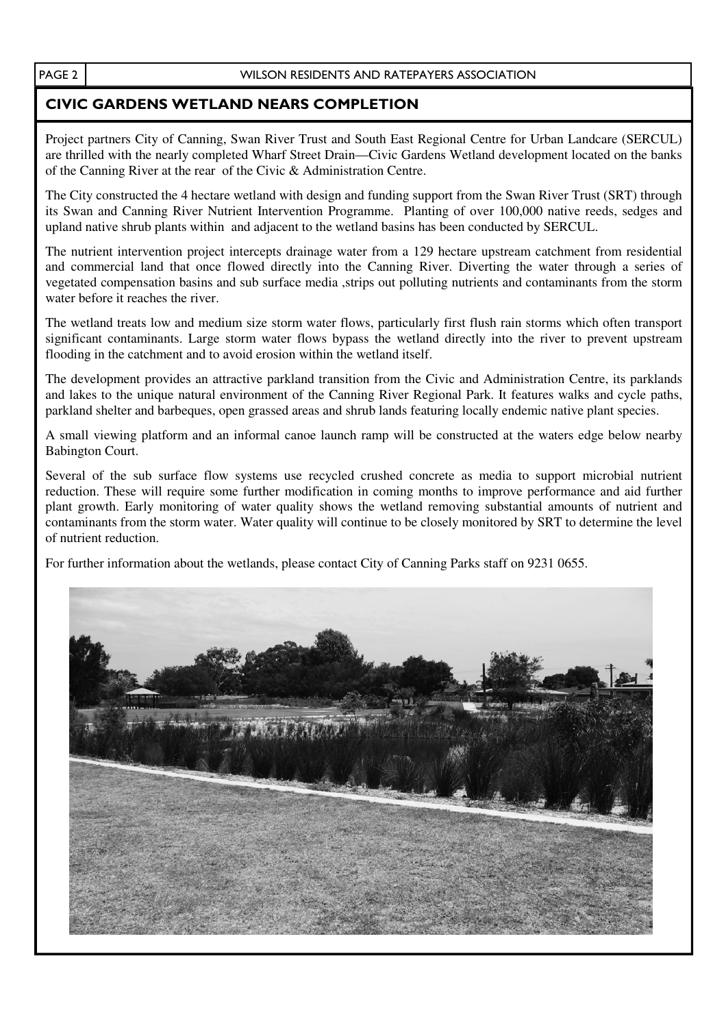## CIVIC GARDENS WETLAND NEARS COMPLETION

Project partners City of Canning, Swan River Trust and South East Regional Centre for Urban Landcare (SERCUL) are thrilled with the nearly completed Wharf Street Drain—Civic Gardens Wetland development located on the banks of the Canning River at the rear of the Civic & Administration Centre.

The City constructed the 4 hectare wetland with design and funding support from the Swan River Trust (SRT) through its Swan and Canning River Nutrient Intervention Programme. Planting of over 100,000 native reeds, sedges and upland native shrub plants within and adjacent to the wetland basins has been conducted by SERCUL.

The nutrient intervention project intercepts drainage water from a 129 hectare upstream catchment from residential and commercial land that once flowed directly into the Canning River. Diverting the water through a series of vegetated compensation basins and sub surface media ,strips out polluting nutrients and contaminants from the storm water before it reaches the river.

The wetland treats low and medium size storm water flows, particularly first flush rain storms which often transport significant contaminants. Large storm water flows bypass the wetland directly into the river to prevent upstream flooding in the catchment and to avoid erosion within the wetland itself.

The development provides an attractive parkland transition from the Civic and Administration Centre, its parklands and lakes to the unique natural environment of the Canning River Regional Park. It features walks and cycle paths, parkland shelter and barbeques, open grassed areas and shrub lands featuring locally endemic native plant species.

A small viewing platform and an informal canoe launch ramp will be constructed at the waters edge below nearby Babington Court.

Several of the sub surface flow systems use recycled crushed concrete as media to support microbial nutrient reduction. These will require some further modification in coming months to improve performance and aid further plant growth. Early monitoring of water quality shows the wetland removing substantial amounts of nutrient and contaminants from the storm water. Water quality will continue to be closely monitored by SRT to determine the level of nutrient reduction.

For further information about the wetlands, please contact City of Canning Parks staff on 9231 0655.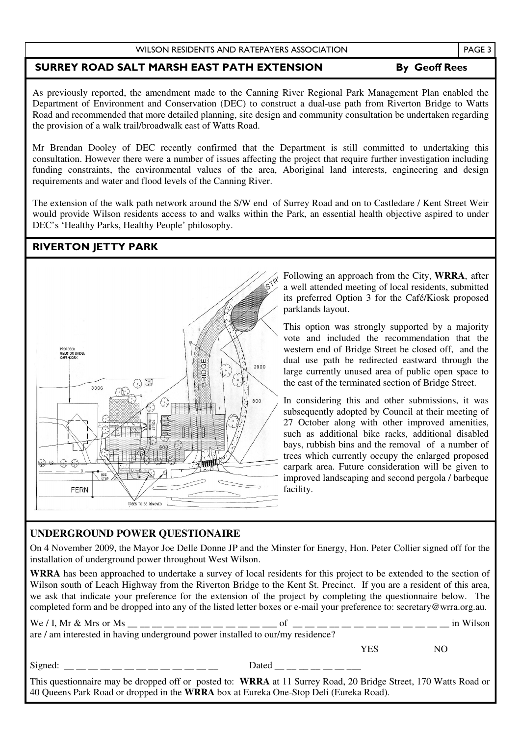## SURREY ROAD SALT MARSH EAST PATH EXTENSION

**By Geoff Rees**

As previously reported, the amendment made to the Canning River Regional Park Management Plan enabled the Department of Environment and Conservation (DEC) to construct a dual-use path from Riverton Bridge to Watts Road and recommended that more detailed planning, site design and community consultation be undertaken regarding the provision of a walk trail/broadwalk east of Watts Road.

Mr Brendan Dooley of DEC recently confirmed that the Department is still committed to undertaking this consultation. However there were a number of issues affecting the project that require further investigation including funding constraints, the environmental values of the area, Aboriginal land interests, engineering and design requirements and water and flood levels of the Canning River.

The extension of the walk path network around the S/W end of Surrey Road and on to Castledare / Kent Street Weir would provide Wilson residents access to and walks within the Park, an essential health objective aspired to under DEC's 'Healthy Parks, Healthy People' philosophy.

## RIVERTON JETTY PARK

Following an approach from the City, **WRRA**, after a well attended meeting of local residents, submitted its preferred Option 3 for the Café/Kiosk proposed parklands layout.

This option was strongly supported by a majority vote and included the recommendation that the western end of Bridge Street be closed off, and the dual use path be redirected eastward through the large currently unused area of public open space to the east of the terminated section of Bridge Street.

In considering this and other submissions, it was subsequently adopted by Council at their meeting of 27 October along with other improved amenities, such as additional bike racks, additional disabled bays, rubbish bins and the removal of a number of trees which currently occupy the enlarged proposed carpark area. Future consideration will be given to improved landscaping and second pergola / barbeque facility.

## UNDERGROUND POWER QUESTIONAIRE

On 4 November 2009, the Mayor Joe Delle Donne JP and the Minster for Energy, Hon. Peter Collier signed off for the installation of underground power throughout West Wilson.

**WRRA** has been approached to undertake a survey of local residents for this project to be extended to the section of Wilson south of Leach Highway from the Riverton Bridge to the Kent St. Precinct. If you are a resident of this area, we ask that indicate your preference for the extension of the project by completing the questionnaire below. The completed form and be dropped into any of the listed letter boxes or e-mail your preference to: secretary@wrra.org.au.

We / I, Mr & Mrs or Ms __ __ __ __ __ __ __ __ __ __ __ __ of __ __ __ __ __ __ __ __ __ __ __ __ __ in Wilson are / am interested in having underground power installed to our/my residence?

YES NO

Signed: __ __ __ __ __ __ __ __ __ __ __ __ Dated __ __ __ __ __ __ __

This questionnaire may be dropped off or posted to: **WRRA** at 11 Surrey Road, 20 Bridge Street, 170 Watts Road or 40 Queens Park Road or dropped in the **WRRA** box at Eureka One-Stop Deli (Eureka Road).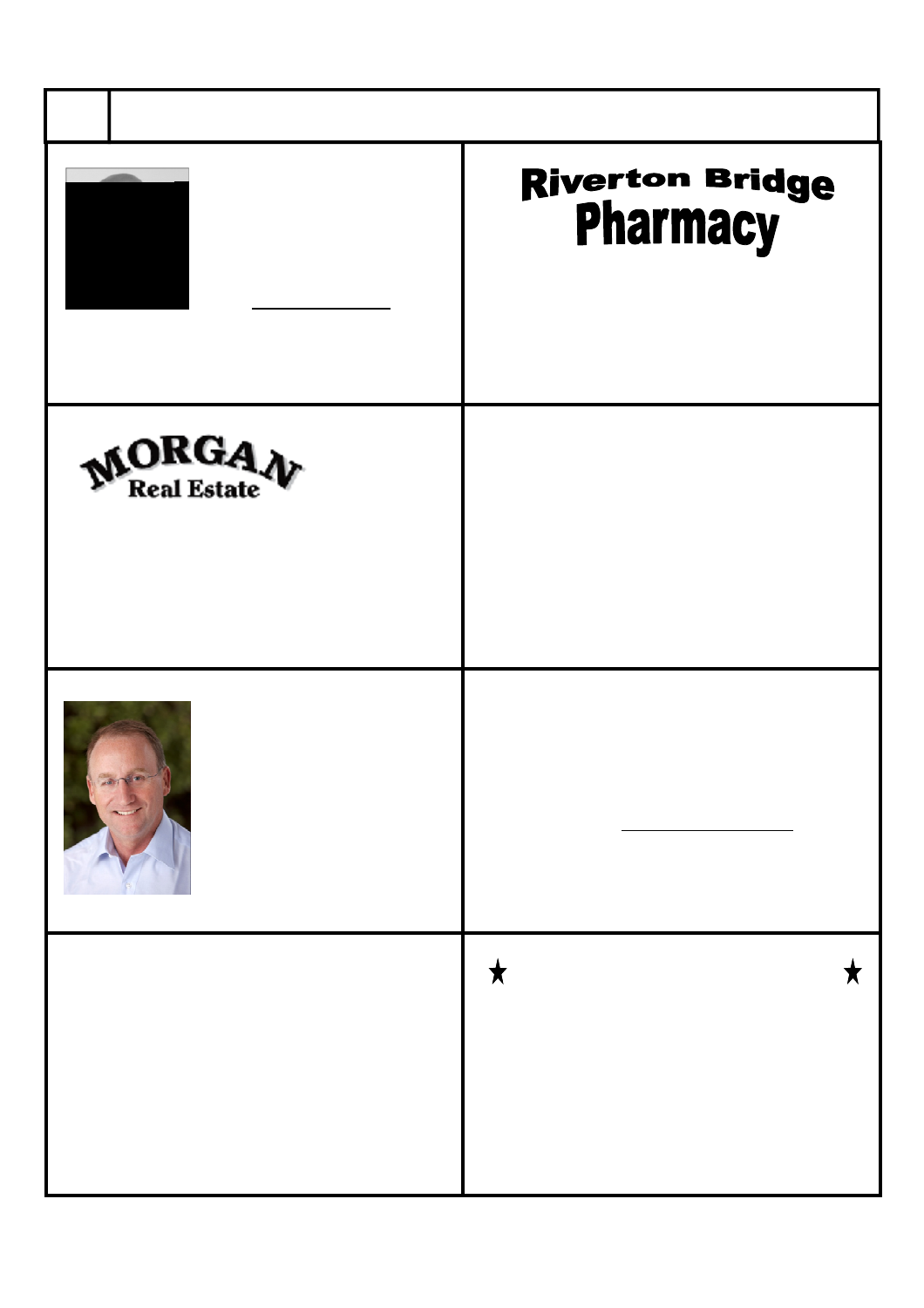Riverton Bridge

Pharmacy

MORGAN

Real Estate